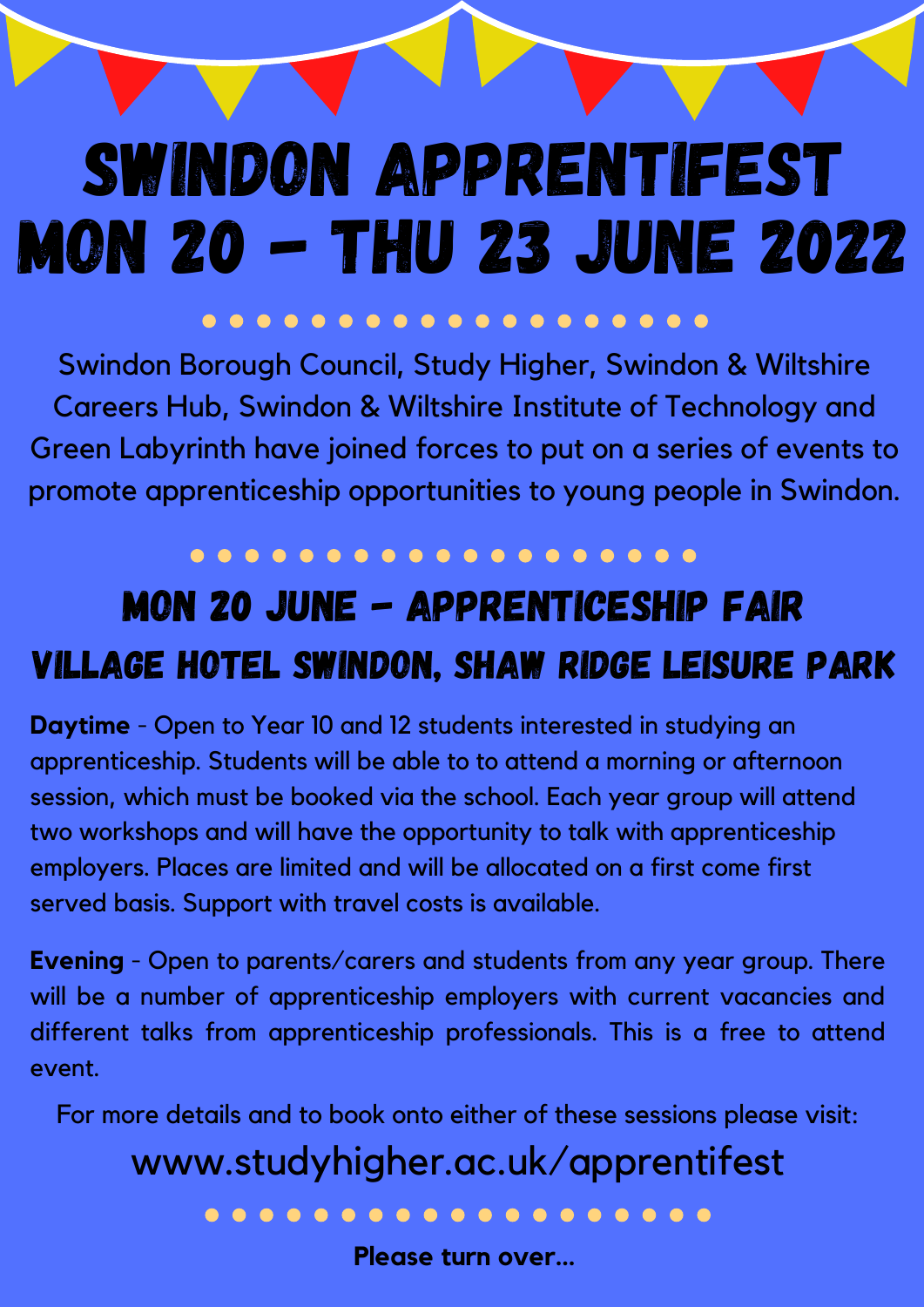# SWINDON APPRENTIFEST
# MON 20 - THU 23 JUNE 2022

Swindon Borough Council, Study Higher, Swindon & Wiltshire Careers Hub, Swindon & Wiltshire Institute of Technology and Green Labyrinth have joined forces to put on a series of events to promote apprenticeship opportunities to young people in Swindon.

## MON 20 JUNE - APPRENTICESHIP FAIR
## VILLAGE HOTEL SWINDON, SHAW RIDGE LEISURE PARK

**Daytime** - Open to Year 10 and 12 students interested in studying an apprenticeship. Students will be able to to attend a morning or afternoon session, which must be booked via the school. Each year group will attend two workshops and will have the opportunity to talk with apprenticeship employers. Places are limited and will be allocated on a first come first served basis. Support with travel costs is available.

**Evening** - Open to parents/carers and students from any year group. There will be a number of apprenticeship employers with current vacancies and different talks from apprenticeship professionals. This is a free to attend event.

For more details and to book onto either of these sessions please visit:

www.studyhigher.ac.uk/apprentifest

**Please turn over...**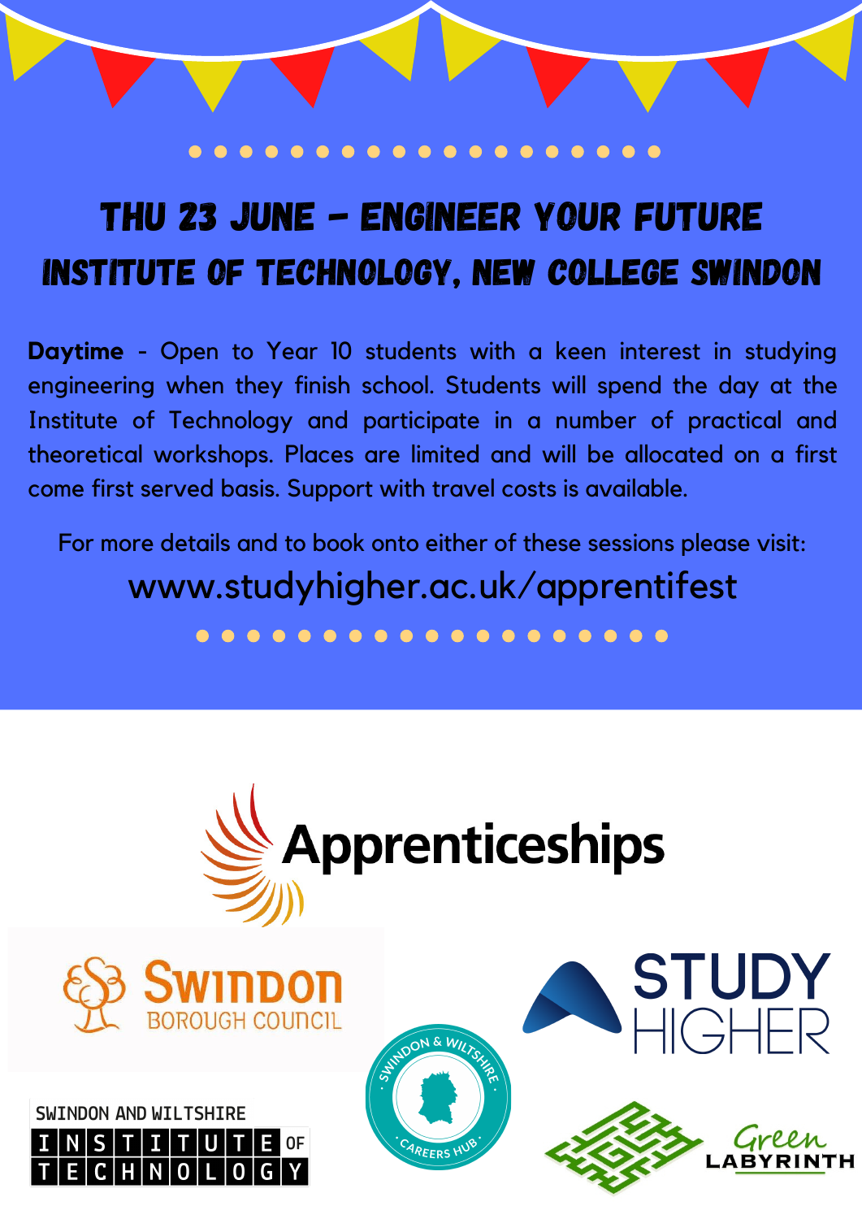# THU 23 JUNE - ENGINEER YOUR FUTURE
# INSTITUTE OF TECHNOLOGY, NEW COLLEGE SWINDON

**Daytime** - Open to Year 10 students with a keen interest in studying engineering when they finish school. Students will spend the day at the Institute of Technology and participate in a number of practical and theoretical workshops. Places are limited and will be allocated on a first come first served basis. Support with travel costs is available.

For more details and to book onto either of these sessions please visit:

www.studyhigher.ac.uk/apprentifest

Apprenticeships

Swindon Borough Council

Study Higher

Swindon and Wiltshire Institute of Technology

Swindon & Wiltshire Careers Hub

Green Labyrinth